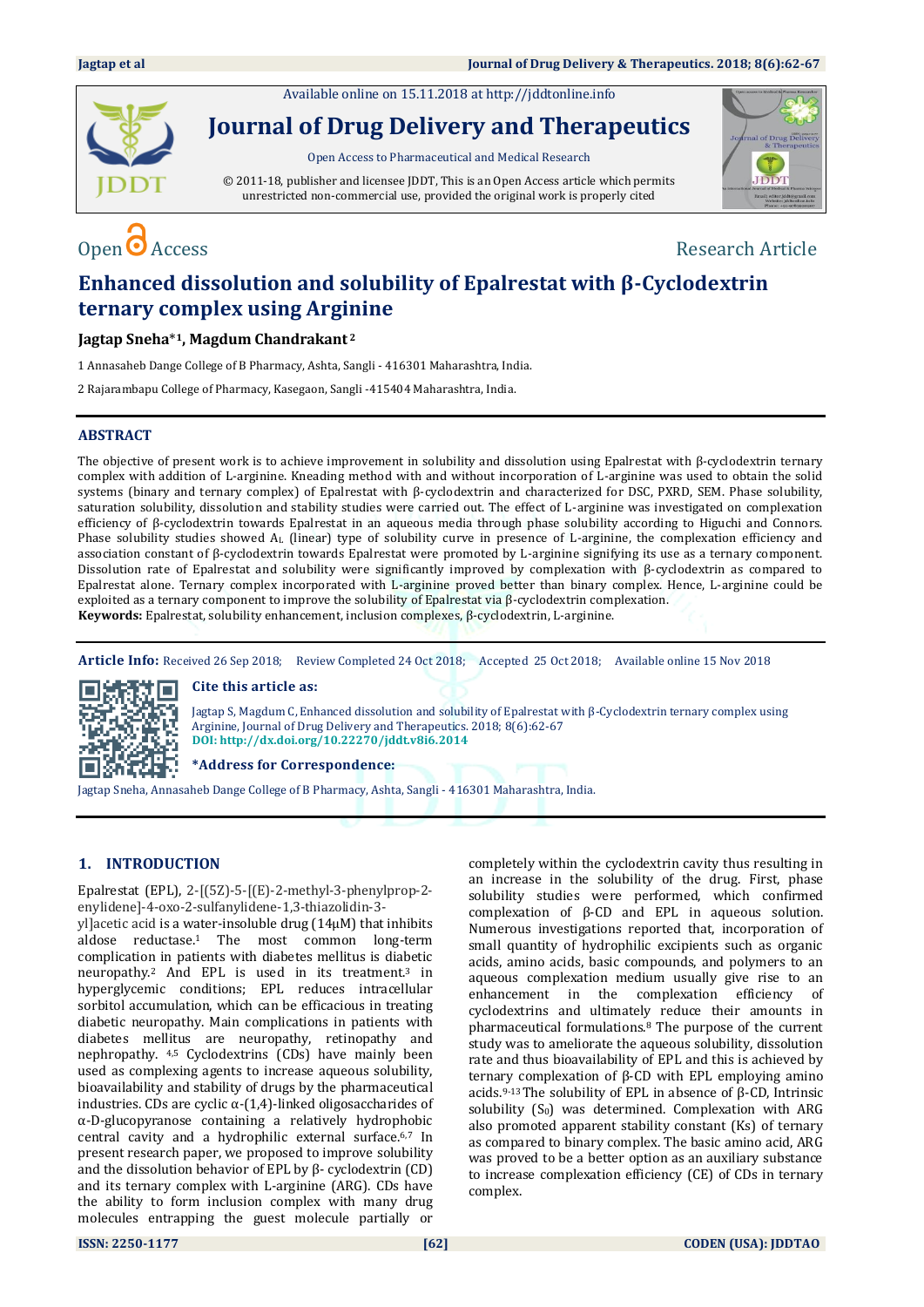Available online on 15.11.2018 at http://jddtonline.info

# Journal of Drug Delivery and Therapeutics

Open Access to Pharmaceutical and Medical Research

© 2011-18, publisher and licensee JDDT, This is an Open Access article which permits unrestricted non-commercial use, provided the original work is properly cited

Open Access

Research Article

# Enhanced dissolution and solubility of Epalrestat with β-Cyclodextrin ternary complex using Arginine

**Jagtap Sneha*[1], Magdum Chandrakant[2]**

1 Annasaheb Dange College of B Pharmacy, Ashta, Sangli - 416301 Maharashtra, India.

2 Rajarambapu College of Pharmacy, Kasegaon, Sangli -415404 Maharashtra, India.

## ABSTRACT

The objective of present work is to achieve improvement in solubility and dissolution using Epalrestat with β-cyclodextrin ternary complex with addition of L-arginine. Kneading method with and without incorporation of L-arginine was used to obtain the solid systems (binary and ternary complex) of Epalrestat with β-cyclodextrin and characterized for DSC, PXRD, SEM. Phase solubility, saturation solubility, dissolution and stability studies were carried out. The effect of L-arginine was investigated on complexation efficiency of β-cyclodextrin towards Epalrestat in an aqueous media through phase solubility according to Higuchi and Connors. Phase solubility studies showed $A_L$ (linear) type of solubility curve in presence of L-arginine, the complexation efficiency and association constant of β-cyclodextrin towards Epalrestat were promoted by L-arginine signifying its use as a ternary component. Dissolution rate of Epalrestat and solubility were significantly improved by complexation with β-cyclodextrin as compared to Epalrestat alone. Ternary complex incorporated with L-arginine proved better than binary complex. Hence, L-arginine could be exploited as a ternary component to improve the solubility of Epalrestat via β-cyclodextrin complexation.

**Keywords:** Epalrestat, solubility enhancement, inclusion complexes, β-cyclodextrin, L-arginine.

**Article Info:** Received 26 Sep 2018; Review Completed 24 Oct 2018; Accepted 25 Oct 2018; Available online 15 Nov 2018

**Cite this article as:**

Jagtap S, Magdum C, Enhanced dissolution and solubility of Epalrestat with β-Cyclodextrin ternary complex using Arginine, Journal of Drug Delivery and Therapeutics. 2018; 8(6):62-67

**DOI: http://dx.doi.org/10.22270/jddt.v8i6.2014**

***Address for Correspondence:**

Jagtap Sneha, Annasaheb Dange College of B Pharmacy, Ashta, Sangli - 416301 Maharashtra, India.

## 1. INTRODUCTION

Epalrestat (EPL), 2-[(5Z)-5-[(E)-2-methyl-3-phenylprop-2-enylidene]-4-oxo-2-sulfanylidene-1,3-thiazolidin-3-yl]acetic acid is a water-insoluble drug (14μM) that inhibits aldose reductase.[1] The most common long-term complication in patients with diabetes mellitus is diabetic neuropathy.[2] And EPL is used in its treatment.[3] in hyperglycemic conditions; EPL reduces intracellular sorbitol accumulation, which can be efficacious in treating diabetic neuropathy. Main complications in patients with diabetes mellitus are neuropathy, retinopathy and nephropathy. [4,5] Cyclodextrins (CDs) have mainly been used as complexing agents to increase aqueous solubility, bioavailability and stability of drugs by the pharmaceutical industries. CDs are cyclic α-(1,4)-linked oligosaccharides of α-D-glucopyranose containing a relatively hydrophobic central cavity and a hydrophilic external surface.[6,7] In present research paper, we proposed to improve solubility and the dissolution behavior of EPL by β- cyclodextrin (CD) and its ternary complex with L-arginine (ARG). CDs have the ability to form inclusion complex with many drug molecules entrapping the guest molecule partially or completely within the cyclodextrin cavity thus resulting in an increase in the solubility of the drug. First, phase solubility studies were performed, which confirmed complexation of β-CD and EPL in aqueous solution. Numerous investigations reported that, incorporation of small quantity of hydrophilic excipients such as organic acids, amino acids, basic compounds, and polymers to an aqueous complexation medium usually give rise to an enhancement in the complexation efficiency of cyclodextrins and ultimately reduce their amounts in pharmaceutical formulations.[8] The purpose of the current study was to ameliorate the aqueous solubility, dissolution rate and thus bioavailability of EPL and this is achieved by ternary complexation of β-CD with EPL employing amino acids.[9-13] The solubility of EPL in absence of β-CD, Intrinsic solubility ($S_0$) was determined. Complexation with ARG also promoted apparent stability constant (Ks) of ternary as compared to binary complex. The basic amino acid, ARG was proved to be a better option as an auxiliary substance to increase complexation efficiency (CE) of CDs in ternary complex.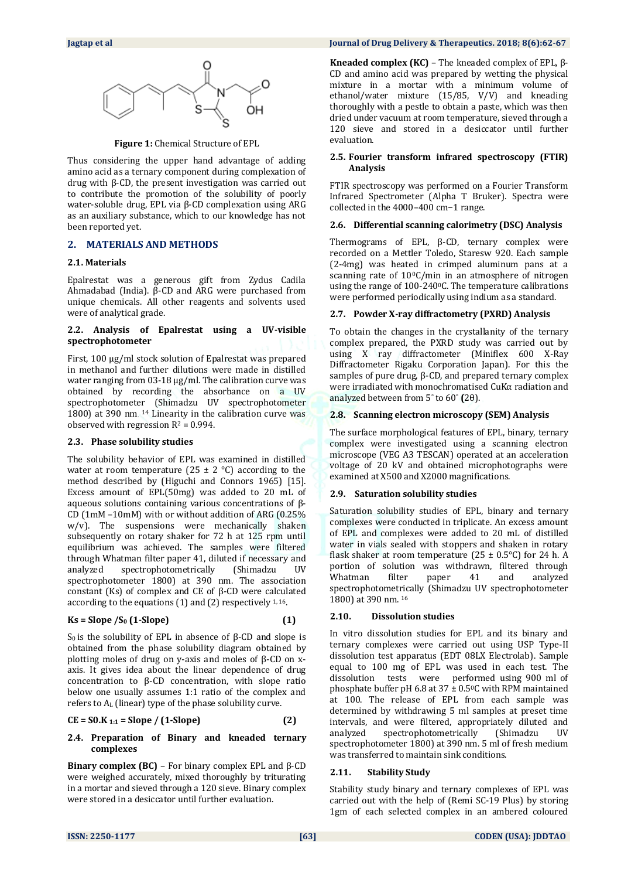Figure 1: Chemical Structure of EPL

Thus considering the upper hand advantage of adding amino acid as a ternary component during complexation of drug with β-CD, the present investigation was carried out to contribute the promotion of the solubility of poorly water-soluble drug, EPL via β-CD complexation using ARG as an auxiliary substance, which to our knowledge has not been reported yet.

## 2. MATERIALS AND METHODS

### 2.1. Materials

Epalrestat was a generous gift from Zydus Cadila Ahmadabad (India). β-CD and ARG were purchased from unique chemicals. All other reagents and solvents used were of analytical grade.

### 2.2. Analysis of Epalrestat using a UV-visible spectrophotometer

First, 100 µg/ml stock solution of Epalrestat was prepared in methanol and further dilutions were made in distilled water ranging from 03-18 µg/ml. The calibration curve was obtained by recording the absorbance on a UV spectrophotometer (Shimadzu UV spectrophotometer 1800) at 390 nm. [14] Linearity in the calibration curve was observed with regression $R^2 = 0.994$.

### 2.3. Phase solubility studies

The solubility behavior of EPL was examined in distilled water at room temperature (25 ± 2 °C) according to the method described by (Higuchi and Connors 1965) [15]. Excess amount of EPL(50mg) was added to 20 mL of aqueous solutions containing various concentrations of β-CD (1mM –10mM) with or without addition of ARG (0.25% w/v). The suspensions were mechanically shaken subsequently on rotary shaker for 72 h at 125 rpm until equilibrium was achieved. The samples were filtered through Whatman filter paper 41, diluted if necessary and analyzed spectrophotometrically (Shimadzu UV spectrophotometer 1800) at 390 nm. The association constant (Ks) of complex and CE of β-CD were calculated according to the equations (1) and (2) respectively [1,16].

$$Ks = \text{Slope} / S_0\,(1\text{-Slope}) \qquad (1)$$

$S_0$ is the solubility of EPL in absence of β-CD and slope is obtained from the phase solubility diagram obtained by plotting moles of drug on y-axis and moles of β-CD on x-axis. It gives idea about the linear dependence of drug concentration to β-CD concentration, with slope ratio below one usually assumes 1:1 ratio of the complex and refers to $A_L$ (linear) type of the phase solubility curve.

$$CE = S0.K_{1:1} = \text{Slope} / (1\text{-Slope}) \qquad (2)$$

### 2.4. Preparation of Binary and kneaded ternary complexes

**Binary complex (BC)** – For binary complex EPL and β-CD were weighed accurately, mixed thoroughly by triturating in a mortar and sieved through a 120 sieve. Binary complex were stored in a desiccator until further evaluation.

**Kneaded complex (KC)** – The kneaded complex of EPL, β-CD and amino acid was prepared by wetting the physical mixture in a mortar with a minimum volume of ethanol/water mixture (15/85, V/V) and kneading thoroughly with a pestle to obtain a paste, which was then dried under vacuum at room temperature, sieved through a 120 sieve and stored in a desiccator until further evaluation.

### 2.5. Fourier transform infrared spectroscopy (FTIR) Analysis

FTIR spectroscopy was performed on a Fourier Transform Infrared Spectrometer (Alpha T Bruker). Spectra were collected in the 4000–400 cm−1 range.

### 2.6. Differential scanning calorimetry (DSC) Analysis

Thermograms of EPL, β-CD, ternary complex were recorded on a Mettler Toledo, Staresw 920. Each sample (2-4mg) was heated in crimped aluminum pans at a scanning rate of 10$^0$C/min in an atmosphere of nitrogen using the range of 100-240$^0$C. The temperature calibrations were performed periodically using indium as a standard.

### 2.7. Powder X-ray diffractometry (PXRD) Analysis

To obtain the changes in the crystallanity of the ternary complex prepared, the PXRD study was carried out by using X ray diffractometer (Miniflex 600 X-Ray Diffractometer Rigaku Corporation Japan). For this the samples of pure drug, β-CD, and prepared ternary complex were irradiated with monochromatised CuKα radiation and analyzed between from 5° to 60° **(**2θ).

### 2.8. Scanning electron microscopy (SEM) Analysis

The surface morphological features of EPL, binary, ternary complex were investigated using a scanning electron microscope (VEG A3 TESCAN) operated at an acceleration voltage of 20 kV and obtained microphotographs were examined at X500 and X2000 magnifications.

### 2.9. Saturation solubility studies

Saturation solubility studies of EPL, binary and ternary complexes were conducted in triplicate. An excess amount of EPL and complexes were added to 20 mL of distilled water in vials sealed with stoppers and shaken in rotary flask shaker at room temperature (25 ± 0.5°C) for 24 h. A portion of solution was withdrawn, filtered through Whatman filter paper 41 and analyzed spectrophotometrically (Shimadzu UV spectrophotometer 1800) at 390 nm. [16]

### 2.10. Dissolution studies

In vitro dissolution studies for EPL and its binary and ternary complexes were carried out using USP Type-II dissolution test apparatus (EDT 08LX Electrolab). Sample equal to 100 mg of EPL was used in each test. The dissolution tests were performed using 900 ml of phosphate buffer pH 6.8 at 37 ± 0.5$^0$C with RPM maintained at 100. The release of EPL from each sample was determined by withdrawing 5 ml samples at preset time intervals, and were filtered, appropriately diluted and analyzed spectrophotometrically (Shimadzu UV spectrophotometer 1800) at 390 nm. 5 ml of fresh medium was transferred to maintain sink conditions.

### 2.11. Stability Study

Stability study binary and ternary complexes of EPL was carried out with the help of (Remi SC-19 Plus) by storing 1gm of each selected complex in an ambered coloured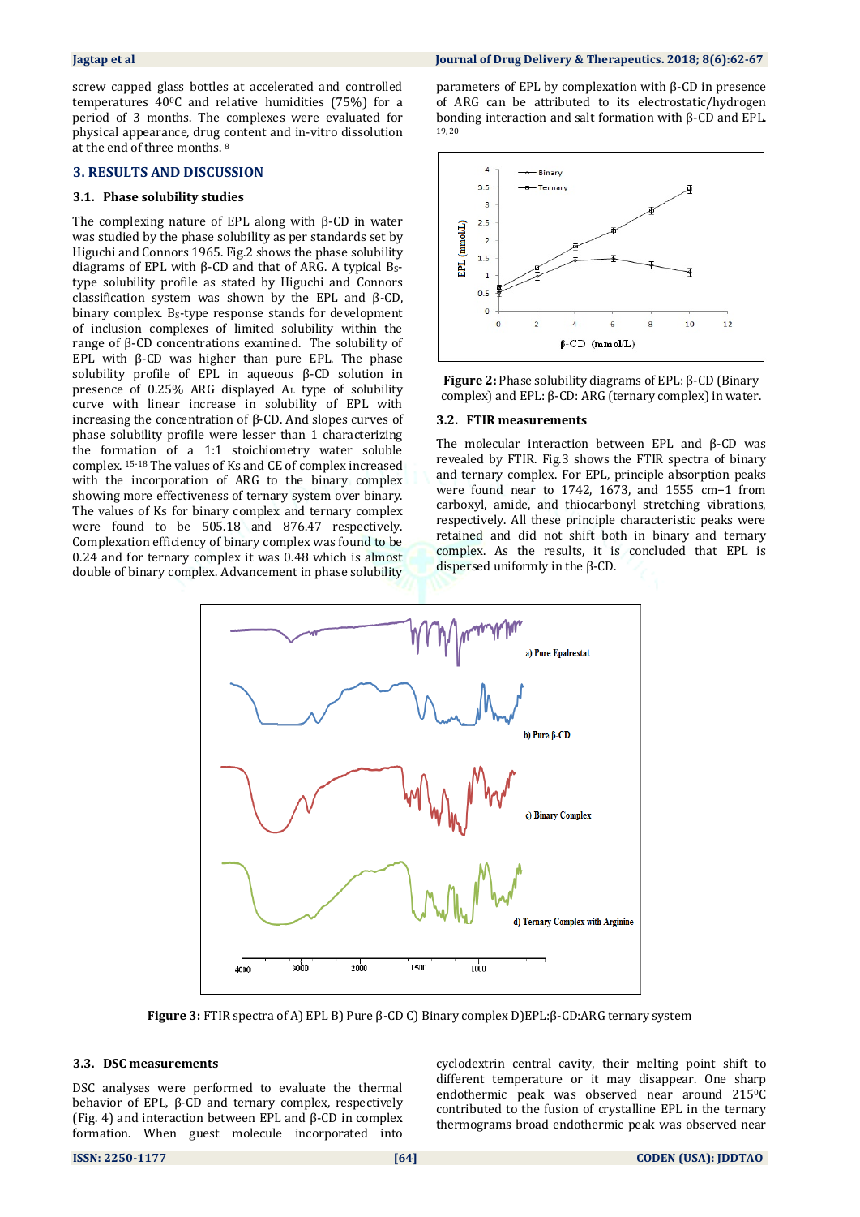screw capped glass bottles at accelerated and controlled temperatures 40⁰C and relative humidities (75%) for a period of 3 months. The complexes were evaluated for physical appearance, drug content and in-vitro dissolution at the end of three months. [8]

## 3. RESULTS AND DISCUSSION

### 3.1. Phase solubility studies

The complexing nature of EPL along with β-CD in water was studied by the phase solubility as per standards set by Higuchi and Connors 1965. Fig.2 shows the phase solubility diagrams of EPL with β-CD and that of ARG. A typical $B_S$-type solubility profile as stated by Higuchi and Connors classification system was shown by the EPL and β-CD, binary complex. $B_S$-type response stands for development of inclusion complexes of limited solubility within the range of β-CD concentrations examined. The solubility of EPL with β-CD was higher than pure EPL. The phase solubility profile of EPL in aqueous β-CD solution in presence of 0.25% ARG displayed $A_L$ type of solubility curve with linear increase in solubility of EPL with increasing the concentration of β-CD. And slopes curves of phase solubility profile were lesser than 1 characterizing the formation of a 1:1 stoichiometry water soluble complex. [15-18] The values of Ks and CE of complex increased with the incorporation of ARG to the binary complex showing more effectiveness of ternary system over binary. The values of Ks for binary complex and ternary complex were found to be 505.18 and 876.47 respectively. Complexation efficiency of binary complex was found to be 0.24 and for ternary complex it was 0.48 which is almost double of binary complex. Advancement in phase solubility parameters of EPL by complexation with β-CD in presence of ARG can be attributed to its electrostatic/hydrogen bonding interaction and salt formation with β-CD and EPL. [19, 20]

**Figure 2:** Phase solubility diagrams of EPL: β-CD (Binary complex) and EPL: β-CD: ARG (ternary complex) in water.

### 3.2. FTIR measurements

The molecular interaction between EPL and β-CD was revealed by FTIR. Fig.3 shows the FTIR spectra of binary and ternary complex. For EPL, principle absorption peaks were found near to 1742, 1673, and 1555 cm−1 from carboxyl, amide, and thiocarbonyl stretching vibrations, respectively. All these principle characteristic peaks were retained and did not shift both in binary and ternary complex. As the results, it is concluded that EPL is dispersed uniformly in the β-CD.

**Figure 3:** FTIR spectra of A) EPL B) Pure β-CD C) Binary complex D)EPL:β-CD:ARG ternary system

### 3.3. DSC measurements

DSC analyses were performed to evaluate the thermal behavior of EPL, β-CD and ternary complex, respectively (Fig. 4) and interaction between EPL and β-CD in complex formation. When guest molecule incorporated into cyclodextrin central cavity, their melting point shift to different temperature or it may disappear. One sharp endothermic peak was observed near around 215⁰C contributed to the fusion of crystalline EPL in the ternary thermograms broad endothermic peak was observed near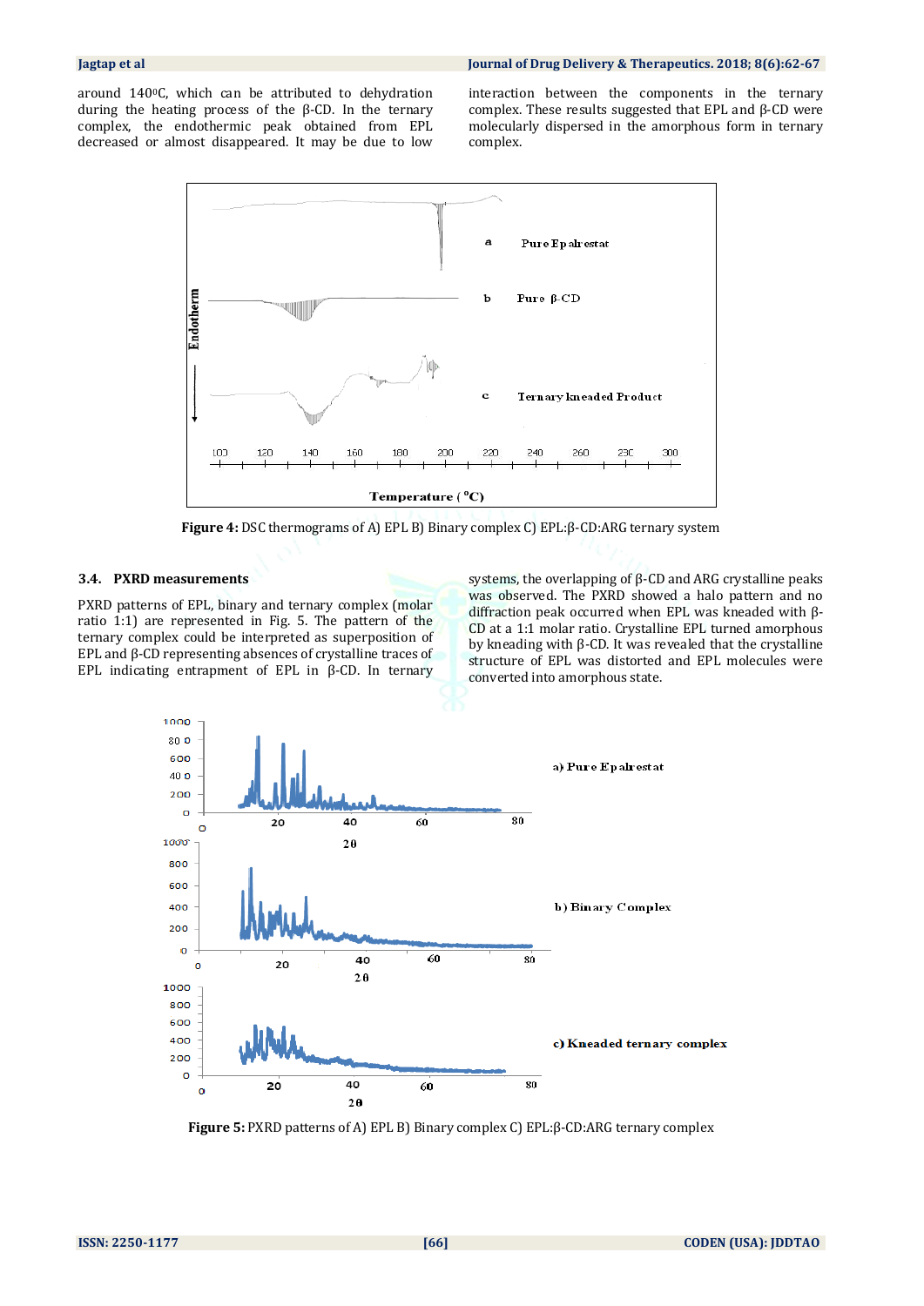around 140⁰C, which can be attributed to dehydration during the heating process of the β-CD. In the ternary complex, the endothermic peak obtained from EPL decreased or almost disappeared. It may be due to low interaction between the components in the ternary complex. These results suggested that EPL and β-CD were molecularly dispersed in the amorphous form in ternary complex.

**Figure 4:** DSC thermograms of A) EPL B) Binary complex C) EPL:β-CD:ARG ternary system

### 3.4. PXRD measurements

PXRD patterns of EPL, binary and ternary complex (molar ratio 1:1) are represented in Fig. 5. The pattern of the ternary complex could be interpreted as superposition of EPL and β-CD representing absences of crystalline traces of EPL indicating entrapment of EPL in β-CD. In ternary systems, the overlapping of β-CD and ARG crystalline peaks was observed. The PXRD showed a halo pattern and no diffraction peak occurred when EPL was kneaded with β-CD at a 1:1 molar ratio. Crystalline EPL turned amorphous by kneading with β-CD. It was revealed that the crystalline structure of EPL was distorted and EPL molecules were converted into amorphous state.

**Figure 5:** PXRD patterns of A) EPL B) Binary complex C) EPL:β-CD:ARG ternary complex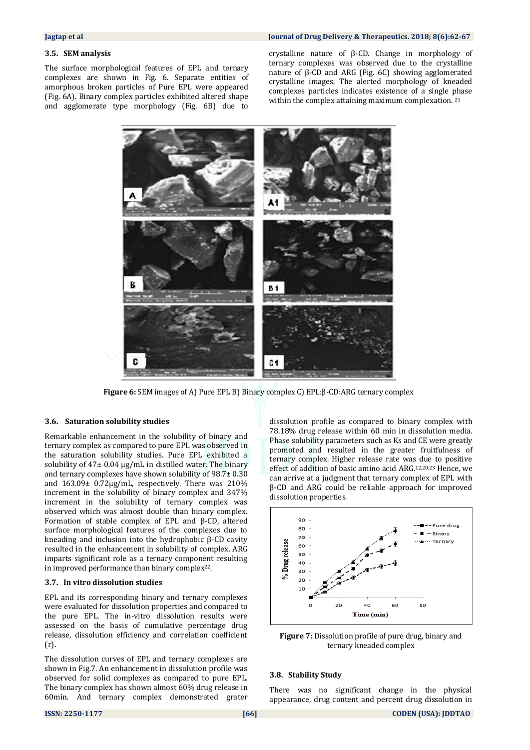### 3.5. SEM analysis

The surface morphological features of EPL and ternary complexes are shown in Fig. 6. Separate entities of amorphous broken particles of Pure EPL were appeared (Fig. 6A). Binary complex particles exhibited altered shape and agglomerate type morphology (Fig. 6B) due to crystalline nature of β-CD. Change in morphology of ternary complexes was observed due to the crystalline nature of β-CD and ARG (Fig. 6C) showing agglomerated crystalline images. The alerted morphology of kneaded complexes particles indicates existence of a single phase within the complex attaining maximum complexation. [21]

**Figure 6:** SEM images of A) Pure EPL B) Binary complex C) EPL:β-CD:ARG ternary complex

### 3.6. Saturation solubility studies

Remarkable enhancement in the solubility of binary and ternary complex as compared to pure EPL was observed in the saturation solubility studies. Pure EPL exhibited a solubility of 47± 0.04 µg/mL in distilled water. The binary and ternary complexes have shown solubility of 98.7± 0.30 and 163.09± 0.72µg/mL, respectively. There was 210% increment in the solubility of binary complex and 347% increment in the solubility of ternary complex was observed which was almost double than binary complex. Formation of stable complex of EPL and β-CD, altered surface morphological features of the complexes due to kneading and inclusion into the hydrophobic β-CD cavity resulted in the enhancement in solubility of complex. ARG imparts significant role as a ternary component resulting in improved performance than binary complex[22].

### 3.7. In vitro dissolution studies

EPL and its corresponding binary and ternary complexes were evaluated for dissolution properties and compared to the pure EPL. The in-vitro dissolution results were assessed on the basis of cumulative percentage drug release, dissolution efficiency and correlation coefficient (r).

The dissolution curves of EPL and ternary complexes are shown in Fig.7. An enhancement in dissolution profile was observed for solid complexes as compared to pure EPL. The binary complex has shown almost 60% drug release in 60min. And ternary complex demonstrated grater dissolution profile as compared to binary complex with 78.18% drug release within 60 min in dissolution media. Phase solubility parameters such as Ks and CE were greatly promoted and resulted in the greater fruitfulness of ternary complex. Higher release rate was due to positive effect of addition of basic amino acid ARG.[12,20,23] Hence, we can arrive at a judgment that ternary complex of EPL with β-CD and ARG could be reliable approach for improved dissolution properties.

**Figure 7:** Dissolution profile of pure drug, binary and ternary kneaded complex

### 3.8. Stability Study

There was no significant change in the physical appearance, drug content and percent drug dissolution in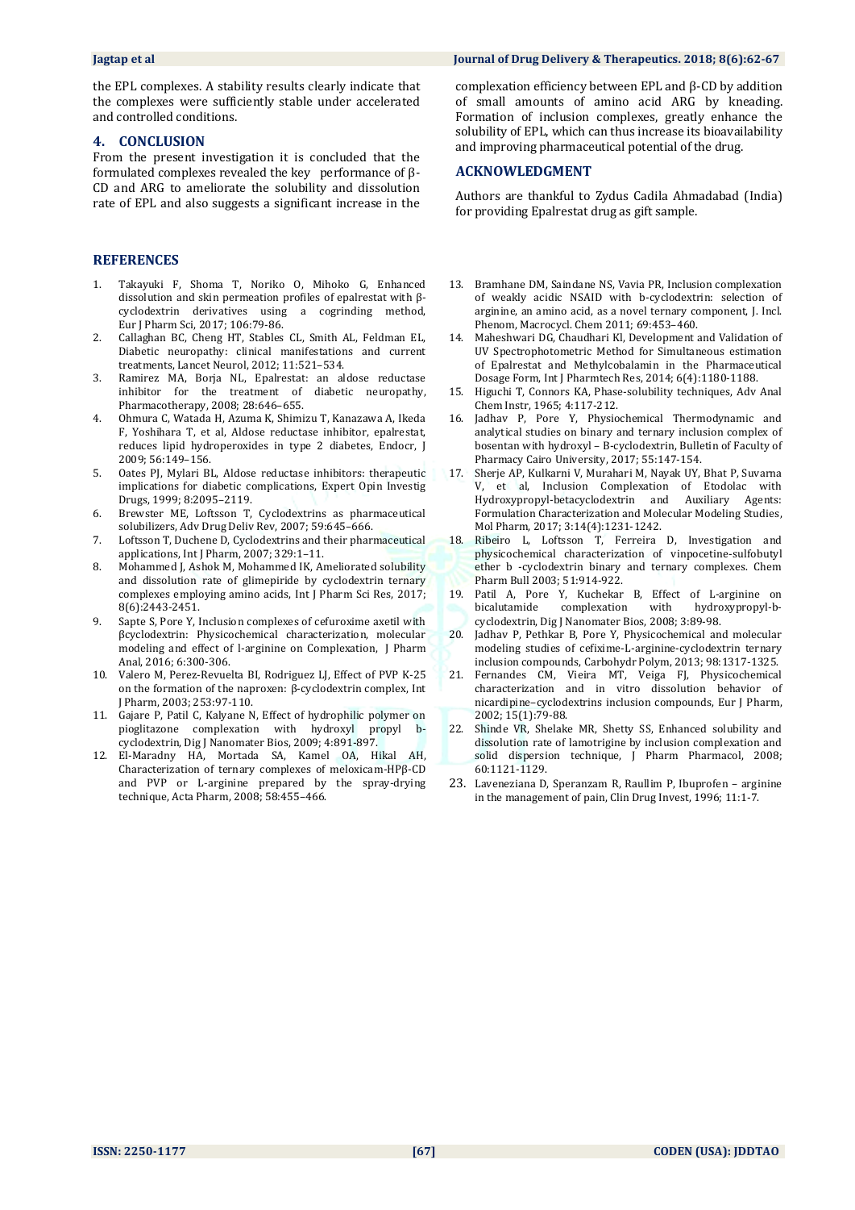the EPL complexes. A stability results clearly indicate that the complexes were sufficiently stable under accelerated and controlled conditions.

## 4. CONCLUSION

From the present investigation it is concluded that the formulated complexes revealed the key performance of β-CD and ARG to ameliorate the solubility and dissolution rate of EPL and also suggests a significant increase in the complexation efficiency between EPL and β-CD by addition of small amounts of amino acid ARG by kneading. Formation of inclusion complexes, greatly enhance the solubility of EPL, which can thus increase its bioavailability and improving pharmaceutical potential of the drug.

## ACKNOWLEDGMENT

Authors are thankful to Zydus Cadila Ahmadabad (India) for providing Epalrestat drug as gift sample.

## REFERENCES

1. Takayuki F, Shoma T, Noriko O, Mihoko G, Enhanced dissolution and skin permeation profiles of epalrestat with β-cyclodextrin derivatives using a cogrinding method, Eur J Pharm Sci, 2017; 106:79-86.
2. Callaghan BC, Cheng HT, Stables CL, Smith AL, Feldman EL, Diabetic neuropathy: clinical manifestations and current treatments, Lancet Neurol, 2012; 11:521–534.
3. Ramirez MA, Borja NL, Epalrestat: an aldose reductase inhibitor for the treatment of diabetic neuropathy, Pharmacotherapy, 2008; 28:646–655.
4. Ohmura C, Watada H, Azuma K, Shimizu T, Kanazawa A, Ikeda F, Yoshihara T, et al, Aldose reductase inhibitor, epalrestat, reduces lipid hydroperoxides in type 2 diabetes, Endocr, J 2009; 56:149–156.
5. Oates PJ, Mylari BL, Aldose reductase inhibitors: therapeutic implications for diabetic complications, Expert Opin Investig Drugs, 1999; 8:2095–2119.
6. Brewster ME, Loftsson T, Cyclodextrins as pharmaceutical solubilizers, Adv Drug Deliv Rev, 2007; 59:645–666.
7. Loftsson T, Duchene D, Cyclodextrins and their pharmaceutical applications, Int J Pharm, 2007; 329:1–11.
8. Mohammed J, Ashok M, Mohammed IK, Ameliorated solubility and dissolution rate of glimepiride by cyclodextrin ternary complexes employing amino acids, Int J Pharm Sci Res, 2017; 8(6):2443-2451.
9. Sapte S, Pore Y, Inclusion complexes of cefuroxime axetil with βcyclodextrin: Physicochemical characterization, molecular modeling and effect of l-arginine on Complexation, J Pharm Anal, 2016; 6:300-306.
10. Valero M, Perez-Revuelta BI, Rodriguez LJ, Effect of PVP K-25 on the formation of the naproxen: β-cyclodextrin complex, Int J Pharm, 2003; 253:97-110.
11. Gajare P, Patil C, Kalyane N, Effect of hydrophilic polymer on pioglitazone complexation with hydroxyl propyl b-cyclodextrin, Dig J Nanomater Bios, 2009; 4:891-897.
12. El-Maradny HA, Mortada SA, Kamel OA, Hikal AH, Characterization of ternary complexes of meloxicam-HPβ-CD and PVP or L-arginine prepared by the spray-drying technique, Acta Pharm, 2008; 58:455–466.
13. Bramhane DM, Saindane NS, Vavia PR, Inclusion complexation of weakly acidic NSAID with b-cyclodextrin: selection of arginine, an amino acid, as a novel ternary component, J. Incl. Phenom, Macrocycl. Chem 2011; 69:453–460.
14. Maheshwari DG, Chaudhari Kl, Development and Validation of UV Spectrophotometric Method for Simultaneous estimation of Epalrestat and Methylcobalamin in the Pharmaceutical Dosage Form, Int J Pharmtech Res, 2014; 6(4):1180-1188.
15. Higuchi T, Connors KA, Phase-solubility techniques, Adv Anal Chem Instr, 1965; 4:117-212.
16. Jadhav P, Pore Y, Physiochemical Thermodynamic and analytical studies on binary and ternary inclusion complex of bosentan with hydroxyl – B-cyclodextrin, Bulletin of Faculty of Pharmacy Cairo University, 2017; 55:147-154.
17. Sherje AP, Kulkarni V, Murahari M, Nayak UY, Bhat P, Suvarna V, et al, Inclusion Complexation of Etodolac with Hydroxypropyl-betacyclodextrin and Auxiliary Agents: Formulation Characterization and Molecular Modeling Studies, Mol Pharm, 2017; 3:14(4):1231-1242.
18. Ribeiro L, Loftsson T, Ferreira D, Investigation and physicochemical characterization of vinpocetine-sulfobutyl ether b -cyclodextrin binary and ternary complexes. Chem Pharm Bull 2003; 51:914-922.
19. Patil A, Pore Y, Kuchekar B, Effect of L-arginine on bicalutamide complexation with hydroxypropyl-b-cyclodextrin, Dig J Nanomater Bios, 2008; 3:89-98.
20. Jadhav P, Pethkar B, Pore Y, Physicochemical and molecular modeling studies of cefixime-L-arginine-cyclodextrin ternary inclusion compounds, Carbohydr Polym, 2013; 98:1317-1325.
21. Fernandes CM, Vieira MT, Veiga FJ, Physicochemical characterization and in vitro dissolution behavior of nicardipine–cyclodextrins inclusion compounds, Eur J Pharm, 2002; 15(1):79-88.
22. Shinde VR, Shelake MR, Shetty SS, Enhanced solubility and dissolution rate of lamotrigine by inclusion complexation and solid dispersion technique, J Pharm Pharmacol, 2008; 60:1121-1129.
23. Laveneziana D, Speranzam R, Raullim P, Ibuprofen – arginine in the management of pain, Clin Drug Invest, 1996; 11:1-7.